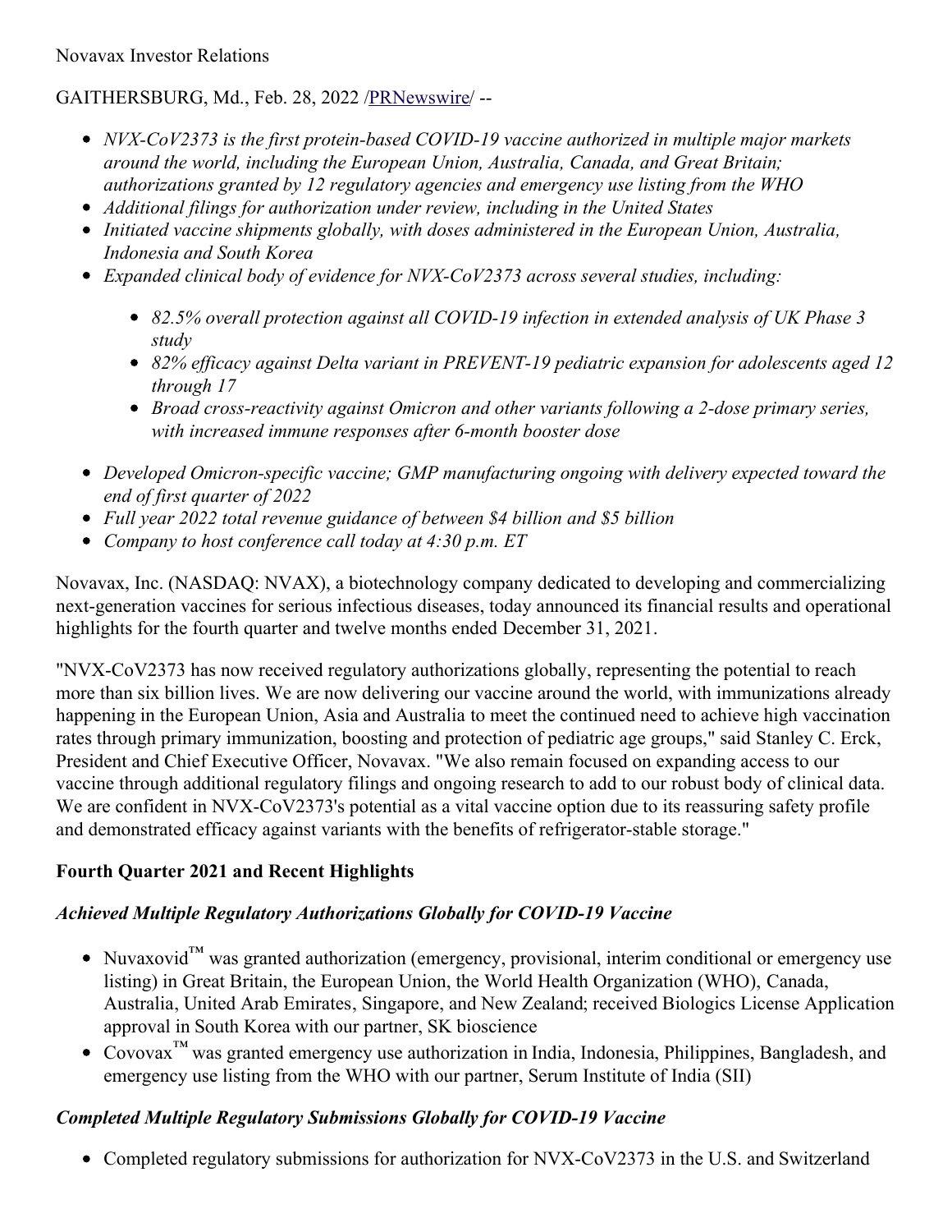Novavax Investor Relations

GAITHERSBURG, Md., Feb. 28, 2022 /PRNewswire/ --

- *NVX-CoV2373 is the first protein-based COVID-19 vaccine authorized in multiple major markets around the world, including the European Union, Australia, Canada, and Great Britain; authorizations granted by 12 regulatory agencies and emergency use listing from the WHO*
- *Additional filings for authorization under review, including in the United States*
- *Initiated vaccine shipments globally, with doses administered in the European Union, Australia, Indonesia and South Korea*
- *Expanded clinical body of evidence for NVX-CoV2373 across several studies, including:*
  - *82.5% overall protection against all COVID-19 infection in extended analysis of UK Phase 3 study*
  - *82% efficacy against Delta variant in PREVENT-19 pediatric expansion for adolescents aged 12 through 17*
  - *Broad cross-reactivity against Omicron and other variants following a 2-dose primary series, with increased immune responses after 6-month booster dose*
- *Developed Omicron-specific vaccine; GMP manufacturing ongoing with delivery expected toward the end of first quarter of 2022*
- *Full year 2022 total revenue guidance of between $4 billion and $5 billion*
- *Company to host conference call today at 4:30 p.m. ET*

Novavax, Inc. (NASDAQ: NVAX), a biotechnology company dedicated to developing and commercializing next-generation vaccines for serious infectious diseases, today announced its financial results and operational highlights for the fourth quarter and twelve months ended December 31, 2021.

"NVX-CoV2373 has now received regulatory authorizations globally, representing the potential to reach more than six billion lives. We are now delivering our vaccine around the world, with immunizations already happening in the European Union, Asia and Australia to meet the continued need to achieve high vaccination rates through primary immunization, boosting and protection of pediatric age groups," said Stanley C. Erck, President and Chief Executive Officer, Novavax. "We also remain focused on expanding access to our vaccine through additional regulatory filings and ongoing research to add to our robust body of clinical data. We are confident in NVX-CoV2373's potential as a vital vaccine option due to its reassuring safety profile and demonstrated efficacy against variants with the benefits of refrigerator-stable storage."

**Fourth Quarter 2021 and Recent Highlights**

***Achieved Multiple Regulatory Authorizations Globally for COVID-19 Vaccine***

- Nuvaxovid™ was granted authorization (emergency, provisional, interim conditional or emergency use listing) in Great Britain, the European Union, the World Health Organization (WHO), Canada, Australia, United Arab Emirates, Singapore, and New Zealand; received Biologics License Application approval in South Korea with our partner, SK bioscience
- Covovax™ was granted emergency use authorization in India, Indonesia, Philippines, Bangladesh, and emergency use listing from the WHO with our partner, Serum Institute of India (SII)

***Completed Multiple Regulatory Submissions Globally for COVID-19 Vaccine***

- Completed regulatory submissions for authorization for NVX-CoV2373 in the U.S. and Switzerland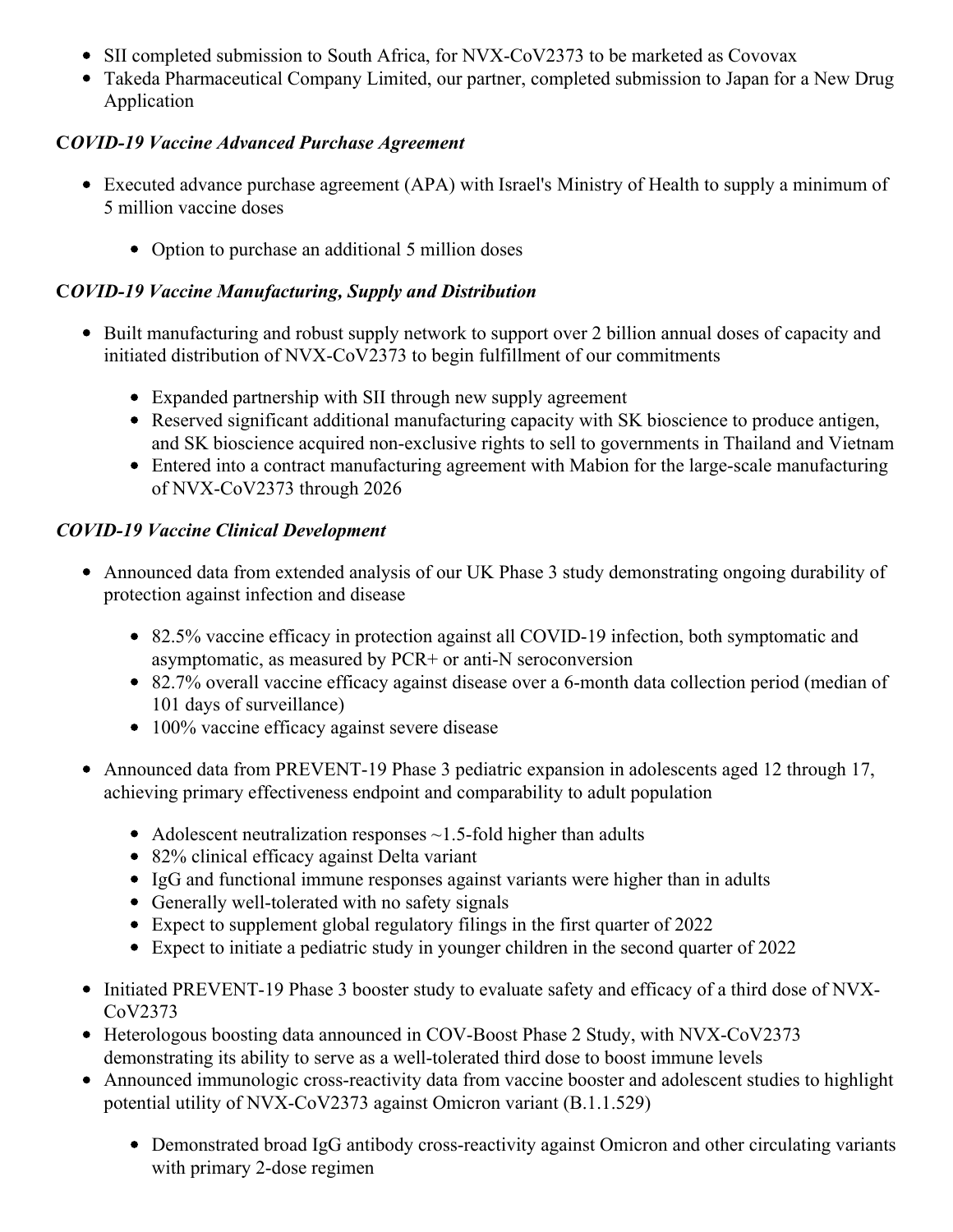- SII completed submission to South Africa, for NVX-CoV2373 to be marketed as Covovax
- Takeda Pharmaceutical Company Limited, our partner, completed submission to Japan for a New Drug Application

***COVID-19 Vaccine Advanced Purchase Agreement***

- Executed advance purchase agreement (APA) with Israel's Ministry of Health to supply a minimum of 5 million vaccine doses
  - Option to purchase an additional 5 million doses

***COVID-19 Vaccine Manufacturing, Supply and Distribution***

- Built manufacturing and robust supply network to support over 2 billion annual doses of capacity and initiated distribution of NVX-CoV2373 to begin fulfillment of our commitments
  - Expanded partnership with SII through new supply agreement
  - Reserved significant additional manufacturing capacity with SK bioscience to produce antigen, and SK bioscience acquired non-exclusive rights to sell to governments in Thailand and Vietnam
  - Entered into a contract manufacturing agreement with Mabion for the large-scale manufacturing of NVX-CoV2373 through 2026

***COVID-19 Vaccine Clinical Development***

- Announced data from extended analysis of our UK Phase 3 study demonstrating ongoing durability of protection against infection and disease
  - 82.5% vaccine efficacy in protection against all COVID-19 infection, both symptomatic and asymptomatic, as measured by PCR+ or anti-N seroconversion
  - 82.7% overall vaccine efficacy against disease over a 6-month data collection period (median of 101 days of surveillance)
  - 100% vaccine efficacy against severe disease
- Announced data from PREVENT-19 Phase 3 pediatric expansion in adolescents aged 12 through 17, achieving primary effectiveness endpoint and comparability to adult population
  - Adolescent neutralization responses ~1.5-fold higher than adults
  - 82% clinical efficacy against Delta variant
  - IgG and functional immune responses against variants were higher than in adults
  - Generally well-tolerated with no safety signals
  - Expect to supplement global regulatory filings in the first quarter of 2022
  - Expect to initiate a pediatric study in younger children in the second quarter of 2022
- Initiated PREVENT-19 Phase 3 booster study to evaluate safety and efficacy of a third dose of NVX-CoV2373
- Heterologous boosting data announced in COV-Boost Phase 2 Study, with NVX-CoV2373 demonstrating its ability to serve as a well-tolerated third dose to boost immune levels
- Announced immunologic cross-reactivity data from vaccine booster and adolescent studies to highlight potential utility of NVX-CoV2373 against Omicron variant (B.1.1.529)
  - Demonstrated broad IgG antibody cross-reactivity against Omicron and other circulating variants with primary 2-dose regimen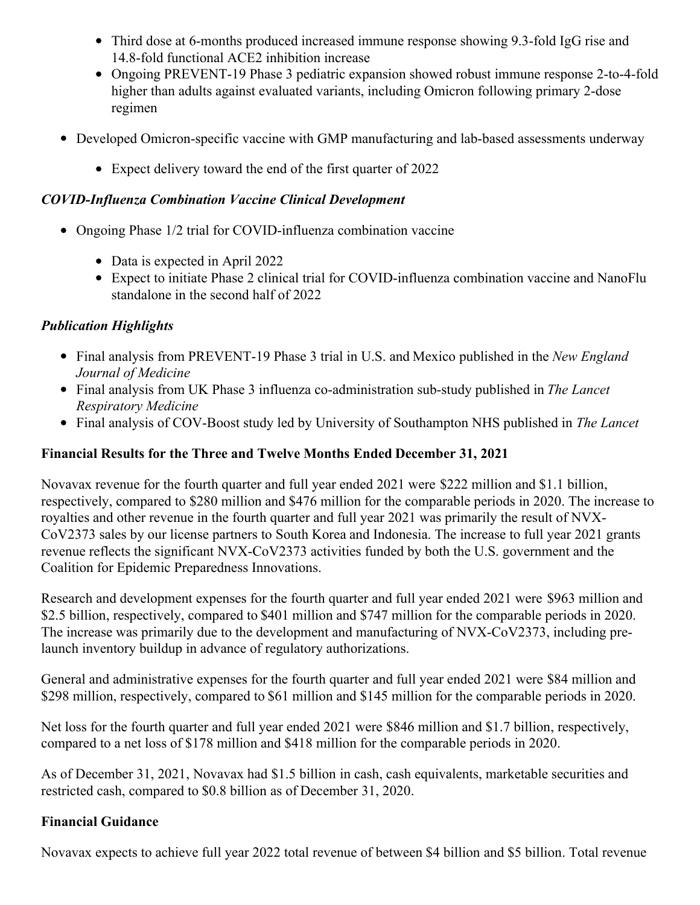- Third dose at 6-months produced increased immune response showing 9.3-fold IgG rise and 14.8-fold functional ACE2 inhibition increase
    - Ongoing PREVENT-19 Phase 3 pediatric expansion showed robust immune response 2-to-4-fold higher than adults against evaluated variants, including Omicron following primary 2-dose regimen
- Developed Omicron-specific vaccine with GMP manufacturing and lab-based assessments underway
    - Expect delivery toward the end of the first quarter of 2022

***COVID-Influenza Combination Vaccine Clinical Development***

- Ongoing Phase 1/2 trial for COVID-influenza combination vaccine
    - Data is expected in April 2022
    - Expect to initiate Phase 2 clinical trial for COVID-influenza combination vaccine and NanoFlu standalone in the second half of 2022

***Publication Highlights***

- Final analysis from PREVENT-19 Phase 3 trial in U.S. and Mexico published in the *New England Journal of Medicine*
- Final analysis from UK Phase 3 influenza co-administration sub-study published in *The Lancet Respiratory Medicine*
- Final analysis of COV-Boost study led by University of Southampton NHS published in *The Lancet*

**Financial Results for the Three and Twelve Months Ended December 31, 2021**

Novavax revenue for the fourth quarter and full year ended 2021 were $222 million and $1.1 billion, respectively, compared to $280 million and $476 million for the comparable periods in 2020. The increase to royalties and other revenue in the fourth quarter and full year 2021 was primarily the result of NVX-CoV2373 sales by our license partners to South Korea and Indonesia. The increase to full year 2021 grants revenue reflects the significant NVX-CoV2373 activities funded by both the U.S. government and the Coalition for Epidemic Preparedness Innovations.

Research and development expenses for the fourth quarter and full year ended 2021 were $963 million and $2.5 billion, respectively, compared to $401 million and $747 million for the comparable periods in 2020. The increase was primarily due to the development and manufacturing of NVX-CoV2373, including pre-launch inventory buildup in advance of regulatory authorizations.

General and administrative expenses for the fourth quarter and full year ended 2021 were $84 million and $298 million, respectively, compared to $61 million and $145 million for the comparable periods in 2020.

Net loss for the fourth quarter and full year ended 2021 were $846 million and $1.7 billion, respectively, compared to a net loss of $178 million and $418 million for the comparable periods in 2020.

As of December 31, 2021, Novavax had $1.5 billion in cash, cash equivalents, marketable securities and restricted cash, compared to $0.8 billion as of December 31, 2020.

**Financial Guidance**

Novavax expects to achieve full year 2022 total revenue of between $4 billion and $5 billion. Total revenue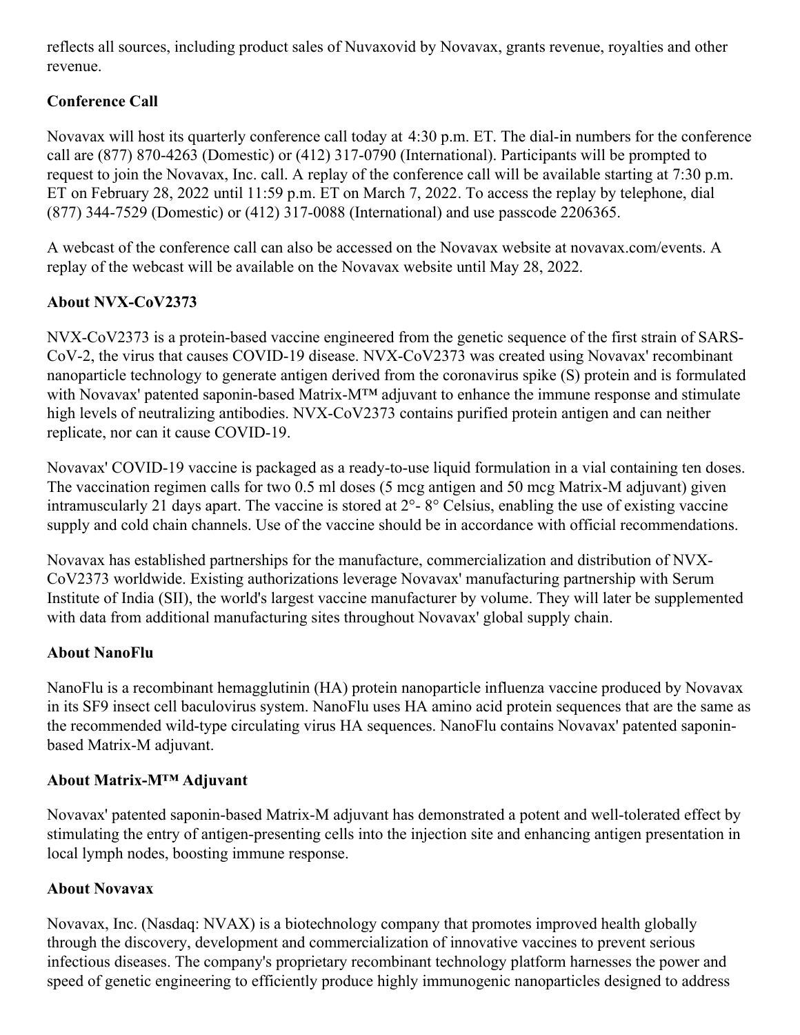reflects all sources, including product sales of Nuvaxovid by Novavax, grants revenue, royalties and other revenue.

**Conference Call**

Novavax will host its quarterly conference call today at 4:30 p.m. ET. The dial-in numbers for the conference call are (877) 870-4263 (Domestic) or (412) 317-0790 (International). Participants will be prompted to request to join the Novavax, Inc. call. A replay of the conference call will be available starting at 7:30 p.m. ET on February 28, 2022 until 11:59 p.m. ET on March 7, 2022. To access the replay by telephone, dial (877) 344-7529 (Domestic) or (412) 317-0088 (International) and use passcode 2206365.

A webcast of the conference call can also be accessed on the Novavax website at novavax.com/events. A replay of the webcast will be available on the Novavax website until May 28, 2022.

**About NVX-CoV2373**

NVX-CoV2373 is a protein-based vaccine engineered from the genetic sequence of the first strain of SARS-CoV-2, the virus that causes COVID-19 disease. NVX-CoV2373 was created using Novavax' recombinant nanoparticle technology to generate antigen derived from the coronavirus spike (S) protein and is formulated with Novavax' patented saponin-based Matrix-M™ adjuvant to enhance the immune response and stimulate high levels of neutralizing antibodies. NVX-CoV2373 contains purified protein antigen and can neither replicate, nor can it cause COVID-19.

Novavax' COVID-19 vaccine is packaged as a ready-to-use liquid formulation in a vial containing ten doses. The vaccination regimen calls for two 0.5 ml doses (5 mcg antigen and 50 mcg Matrix-M adjuvant) given intramuscularly 21 days apart. The vaccine is stored at 2°- 8° Celsius, enabling the use of existing vaccine supply and cold chain channels. Use of the vaccine should be in accordance with official recommendations.

Novavax has established partnerships for the manufacture, commercialization and distribution of NVX-CoV2373 worldwide. Existing authorizations leverage Novavax' manufacturing partnership with Serum Institute of India (SII), the world's largest vaccine manufacturer by volume. They will later be supplemented with data from additional manufacturing sites throughout Novavax' global supply chain.

**About NanoFlu**

NanoFlu is a recombinant hemagglutinin (HA) protein nanoparticle influenza vaccine produced by Novavax in its SF9 insect cell baculovirus system. NanoFlu uses HA amino acid protein sequences that are the same as the recommended wild-type circulating virus HA sequences. NanoFlu contains Novavax' patented saponin-based Matrix-M adjuvant.

**About Matrix-M™ Adjuvant**

Novavax' patented saponin-based Matrix-M adjuvant has demonstrated a potent and well-tolerated effect by stimulating the entry of antigen-presenting cells into the injection site and enhancing antigen presentation in local lymph nodes, boosting immune response.

**About Novavax**

Novavax, Inc. (Nasdaq: NVAX) is a biotechnology company that promotes improved health globally through the discovery, development and commercialization of innovative vaccines to prevent serious infectious diseases. The company's proprietary recombinant technology platform harnesses the power and speed of genetic engineering to efficiently produce highly immunogenic nanoparticles designed to address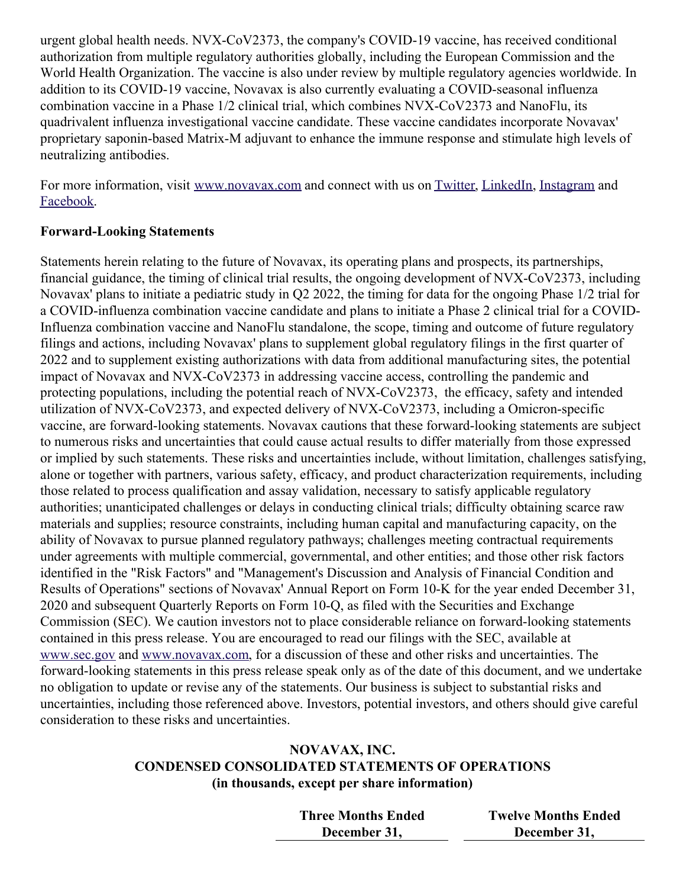urgent global health needs. NVX-CoV2373, the company's COVID-19 vaccine, has received conditional authorization from multiple regulatory authorities globally, including the European Commission and the World Health Organization. The vaccine is also under review by multiple regulatory agencies worldwide. In addition to its COVID-19 vaccine, Novavax is also currently evaluating a COVID-seasonal influenza combination vaccine in a Phase 1/2 clinical trial, which combines NVX-CoV2373 and NanoFlu, its quadrivalent influenza investigational vaccine candidate. These vaccine candidates incorporate Novavax' proprietary saponin-based Matrix-M adjuvant to enhance the immune response and stimulate high levels of neutralizing antibodies.

For more information, visit www.novavax.com and connect with us on Twitter, LinkedIn, Instagram and Facebook.

**Forward-Looking Statements**

Statements herein relating to the future of Novavax, its operating plans and prospects, its partnerships, financial guidance, the timing of clinical trial results, the ongoing development of NVX-CoV2373, including Novavax' plans to initiate a pediatric study in Q2 2022, the timing for data for the ongoing Phase 1/2 trial for a COVID-influenza combination vaccine candidate and plans to initiate a Phase 2 clinical trial for a COVID-Influenza combination vaccine and NanoFlu standalone, the scope, timing and outcome of future regulatory filings and actions, including Novavax' plans to supplement global regulatory filings in the first quarter of 2022 and to supplement existing authorizations with data from additional manufacturing sites, the potential impact of Novavax and NVX-CoV2373 in addressing vaccine access, controlling the pandemic and protecting populations, including the potential reach of NVX-CoV2373, the efficacy, safety and intended utilization of NVX-CoV2373, and expected delivery of NVX-CoV2373, including a Omicron-specific vaccine, are forward-looking statements. Novavax cautions that these forward-looking statements are subject to numerous risks and uncertainties that could cause actual results to differ materially from those expressed or implied by such statements. These risks and uncertainties include, without limitation, challenges satisfying, alone or together with partners, various safety, efficacy, and product characterization requirements, including those related to process qualification and assay validation, necessary to satisfy applicable regulatory authorities; unanticipated challenges or delays in conducting clinical trials; difficulty obtaining scarce raw materials and supplies; resource constraints, including human capital and manufacturing capacity, on the ability of Novavax to pursue planned regulatory pathways; challenges meeting contractual requirements under agreements with multiple commercial, governmental, and other entities; and those other risk factors identified in the "Risk Factors" and "Management's Discussion and Analysis of Financial Condition and Results of Operations" sections of Novavax' Annual Report on Form 10-K for the year ended December 31, 2020 and subsequent Quarterly Reports on Form 10-Q, as filed with the Securities and Exchange Commission (SEC). We caution investors not to place considerable reliance on forward-looking statements contained in this press release. You are encouraged to read our filings with the SEC, available at www.sec.gov and www.novavax.com, for a discussion of these and other risks and uncertainties. The forward-looking statements in this press release speak only as of the date of this document, and we undertake no obligation to update or revise any of the statements. Our business is subject to substantial risks and uncertainties, including those referenced above. Investors, potential investors, and others should give careful consideration to these risks and uncertainties.

**NOVAVAX, INC.**
**CONDENSED CONSOLIDATED STATEMENTS OF OPERATIONS**
**(in thousands, except per share information)**

| | Three Months Ended December 31, | Twelve Months Ended December 31, |
|---|---|---|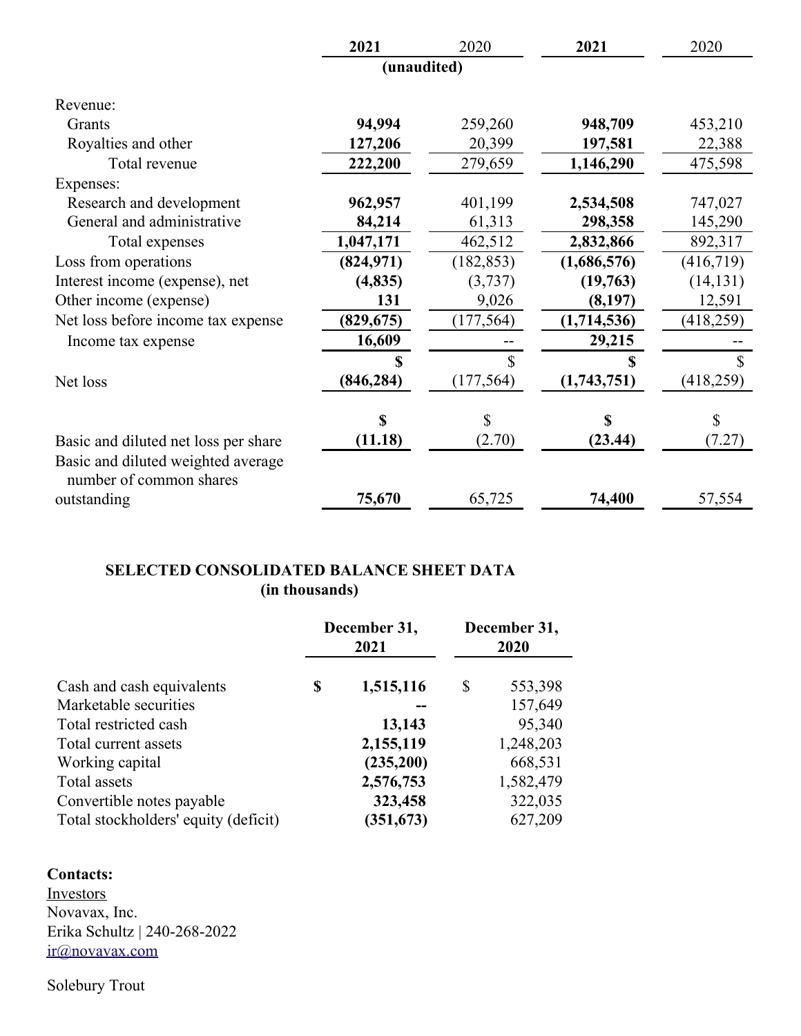| | 2021 | 2020 | 2021 | 2020 |
|---|---|---|---|---|
| | (unaudited) | | | |
| Revenue: | | | | |
| Grants | **94,994** | 259,260 | **948,709** | 453,210 |
| Royalties and other | **127,206** | 20,399 | **197,581** | 22,388 |
| Total revenue | **222,200** | 279,659 | **1,146,290** | 475,598 |
| Expenses: | | | | |
| Research and development | **962,957** | 401,199 | **2,534,508** | 747,027 |
| General and administrative | **84,214** | 61,313 | **298,358** | 145,290 |
| Total expenses | **1,047,171** | 462,512 | **2,832,866** | 892,317 |
| Loss from operations | **(824,971)** | (182,853) | **(1,686,576)** | (416,719) |
| Interest income (expense), net | **(4,835)** | (3,737) | **(19,763)** | (14,131) |
| Other income (expense) | **131** | 9,026 | **(8,197)** | 12,591 |
| Net loss before income tax expense | **(829,675)** | (177,564) | **(1,714,536)** | (418,259) |
| Income tax expense | **16,609** | -- | **29,215** | -- |
| Net loss | **$ (846,284)** | $ (177,564) | **$ (1,743,751)** | $ (418,259) |
| Basic and diluted net loss per share | **$ (11.18)** | $ (2.70) | **$ (23.44)** | $ (7.27) |
| Basic and diluted weighted average number of common shares outstanding | **75,670** | 65,725 | **74,400** | 57,554 |

## SELECTED CONSOLIDATED BALANCE SHEET DATA
(in thousands)

| | December 31, 2021 | December 31, 2020 |
|---|---|---|
| Cash and cash equivalents | **$ 1,515,116** | $ 553,398 |
| Marketable securities | **--** | 157,649 |
| Total restricted cash | **13,143** | 95,340 |
| Total current assets | **2,155,119** | 1,248,203 |
| Working capital | **(235,200)** | 668,531 |
| Total assets | **2,576,753** | 1,582,479 |
| Convertible notes payable | **323,458** | 322,035 |
| Total stockholders' equity (deficit) | **(351,673)** | 627,209 |

**Contacts:**

Investors
Novavax, Inc.
Erika Schultz | 240-268-2022
ir@novavax.com

Solebury Trout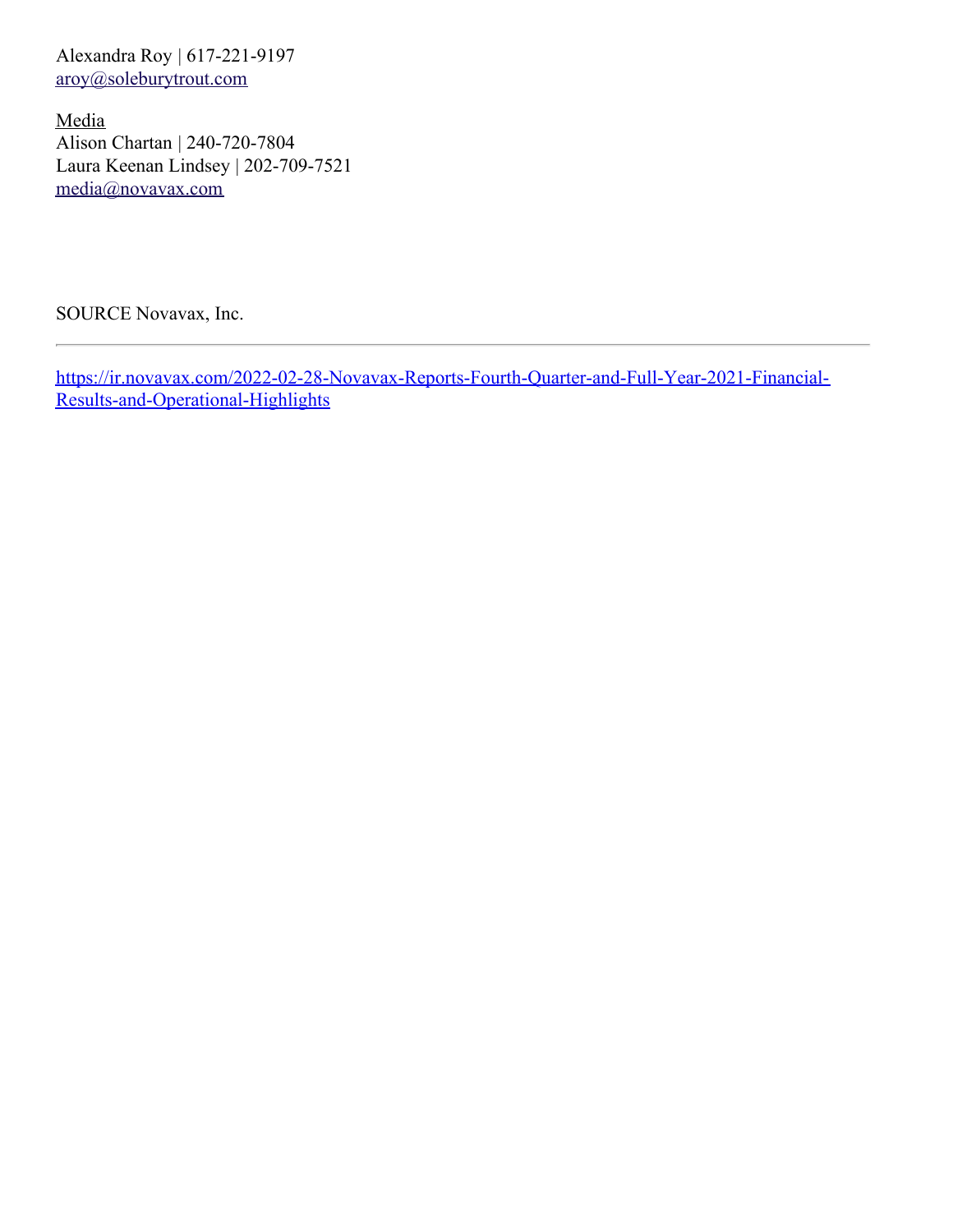Alexandra Roy | 617-221-9197
aroy@soleburytrout.com

Media
Alison Chartan | 240-720-7804
Laura Keenan Lindsey | 202-709-7521
media@novavax.com

SOURCE Novavax, Inc.

---

https://ir.novavax.com/2022-02-28-Novavax-Reports-Fourth-Quarter-and-Full-Year-2021-Financial-Results-and-Operational-Highlights